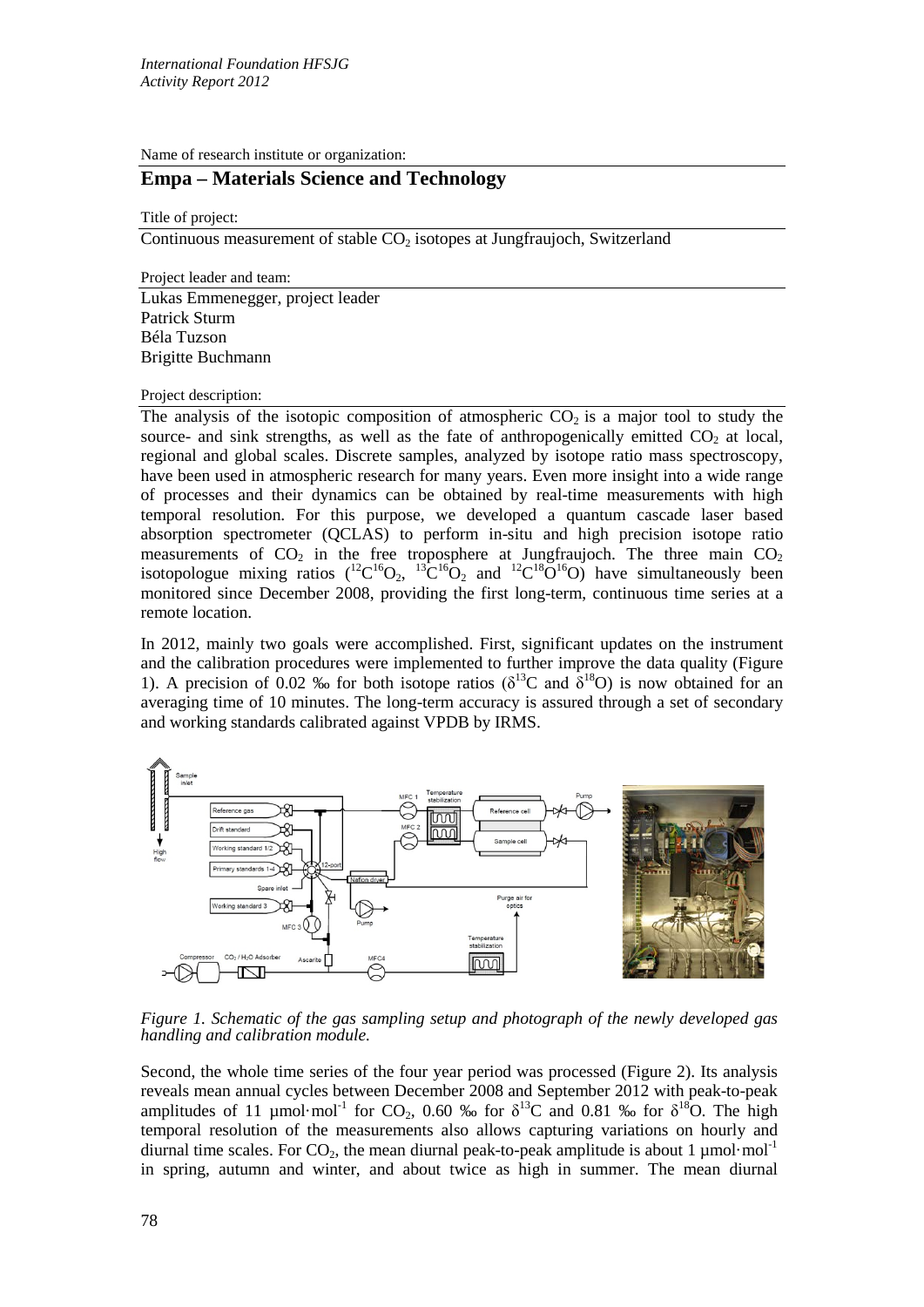Name of research institute or organization:

## Empa – Materials Science and Technology

Title of project:

Continuous measurement of stable $CO_2$ isotopes at Jungfraujoch, Switzerland

Project leader and team:

Lukas Emmenegger, project leader
Patrick Sturm
Béla Tuzson
Brigitte Buchmann

Project description:

The analysis of the isotopic composition of atmospheric $CO_2$ is a major tool to study the source- and sink strengths, as well as the fate of anthropogenically emitted $CO_2$ at local, regional and global scales. Discrete samples, analyzed by isotope ratio mass spectroscopy, have been used in atmospheric research for many years. Even more insight into a wide range of processes and their dynamics can be obtained by real-time measurements with high temporal resolution. For this purpose, we developed a quantum cascade laser based absorption spectrometer (QCLAS) to perform in-situ and high precision isotope ratio measurements of $CO_2$ in the free troposphere at Jungfraujoch. The three main $CO_2$ isotopologue mixing ratios ($^{12}C^{16}O_2$, $^{13}C^{16}O_2$ and $^{12}C^{18}O^{16}O$) have simultaneously been monitored since December 2008, providing the first long-term, continuous time series at a remote location.

In 2012, mainly two goals were accomplished. First, significant updates on the instrument and the calibration procedures were implemented to further improve the data quality (Figure 1). A precision of 0.02 ‰ for both isotope ratios ($\delta^{13}C$ and $\delta^{18}O$) is now obtained for an averaging time of 10 minutes. The long-term accuracy is assured through a set of secondary and working standards calibrated against VPDB by IRMS.

*Figure 1. Schematic of the gas sampling setup and photograph of the newly developed gas handling and calibration module.*

Second, the whole time series of the four year period was processed (Figure 2). Its analysis reveals mean annual cycles between December 2008 and September 2012 with peak-to-peak amplitudes of 11 $\mu mol \cdot mol^{-1}$ for $CO_2$, 0.60 ‰ for $\delta^{13}C$ and 0.81 ‰ for $\delta^{18}O$. The high temporal resolution of the measurements also allows capturing variations on hourly and diurnal time scales. For $CO_2$, the mean diurnal peak-to-peak amplitude is about 1 $\mu mol \cdot mol^{-1}$ in spring, autumn and winter, and about twice as high in summer. The mean diurnal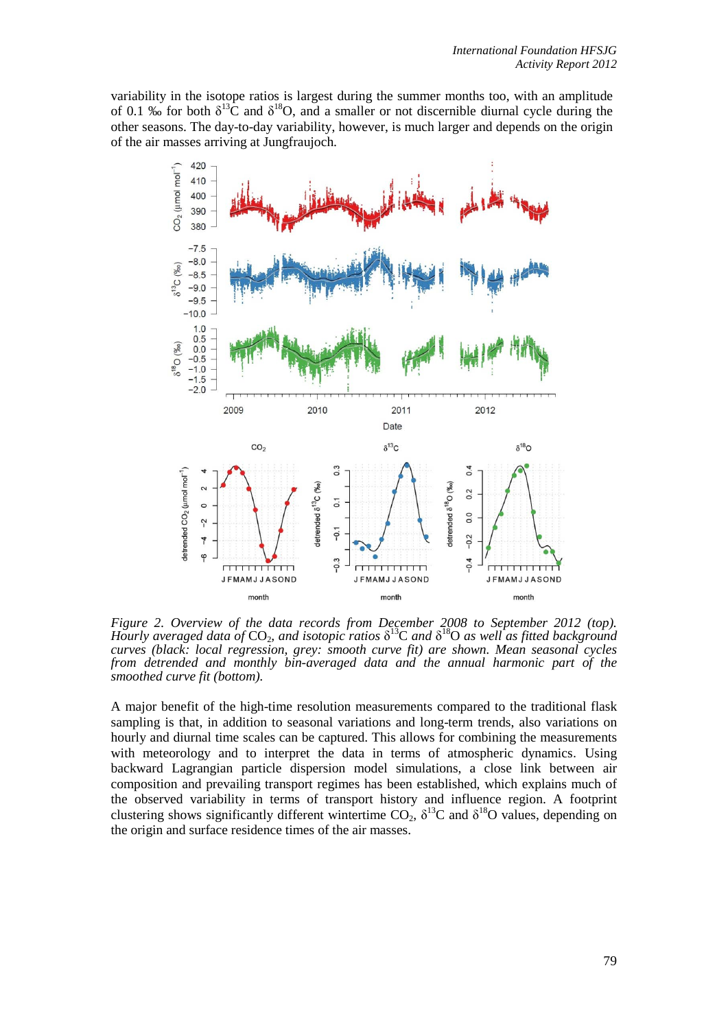variability in the isotope ratios is largest during the summer months too, with an amplitude of 0.1 ‰ for both $\delta^{13}C$ and $\delta^{18}O$, and a smaller or not discernible diurnal cycle during the other seasons. The day-to-day variability, however, is much larger and depends on the origin of the air masses arriving at Jungfraujoch.

*Figure 2. Overview of the data records from December 2008 to September 2012 (top). Hourly averaged data of $CO_2$, and isotopic ratios $\delta^{13}C$ and $\delta^{18}O$ as well as fitted background curves (black: local regression, grey: smooth curve fit) are shown. Mean seasonal cycles from detrended and monthly bin-averaged data and the annual harmonic part of the smoothed curve fit (bottom).*

A major benefit of the high-time resolution measurements compared to the traditional flask sampling is that, in addition to seasonal variations and long-term trends, also variations on hourly and diurnal time scales can be captured. This allows for combining the measurements with meteorology and to interpret the data in terms of atmospheric dynamics. Using backward Lagrangian particle dispersion model simulations, a close link between air composition and prevailing transport regimes has been established, which explains much of the observed variability in terms of transport history and influence region. A footprint clustering shows significantly different wintertime $CO_2$, $\delta^{13}C$ and $\delta^{18}O$ values, depending on the origin and surface residence times of the air masses.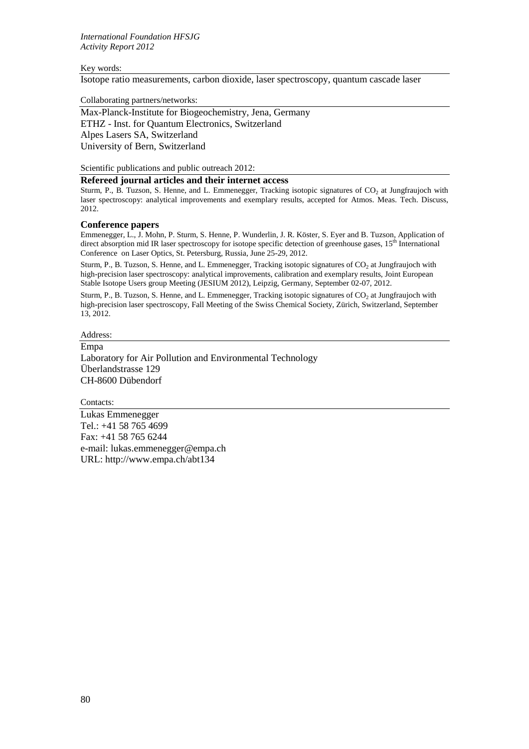Key words:

Isotope ratio measurements, carbon dioxide, laser spectroscopy, quantum cascade laser

Collaborating partners/networks:

Max-Planck-Institute for Biogeochemistry, Jena, Germany
ETHZ - Inst. for Quantum Electronics, Switzerland
Alpes Lasers SA, Switzerland
University of Bern, Switzerland

Scientific publications and public outreach 2012:

### Refereed journal articles and their internet access

Sturm, P., B. Tuzson, S. Henne, and L. Emmenegger, Tracking isotopic signatures of $CO_2$ at Jungfraujoch with laser spectroscopy: analytical improvements and exemplary results, accepted for Atmos. Meas. Tech. Discuss, 2012.

### Conference papers

Emmenegger, L., J. Mohn, P. Sturm, S. Henne, P. Wunderlin, J. R. Köster, S. Eyer and B. Tuzson, Application of direct absorption mid IR laser spectroscopy for isotope specific detection of greenhouse gases, 15$^{th}$ International Conference on Laser Optics, St. Petersburg, Russia, June 25-29, 2012.

Sturm, P., B. Tuzson, S. Henne, and L. Emmenegger, Tracking isotopic signatures of $CO_2$ at Jungfraujoch with high-precision laser spectroscopy: analytical improvements, calibration and exemplary results, Joint European Stable Isotope Users group Meeting (JESIUM 2012), Leipzig, Germany, September 02-07, 2012.

Sturm, P., B. Tuzson, S. Henne, and L. Emmenegger, Tracking isotopic signatures of $CO_2$ at Jungfraujoch with high-precision laser spectroscopy, Fall Meeting of the Swiss Chemical Society, Zürich, Switzerland, September 13, 2012.

Address:

Empa
Laboratory for Air Pollution and Environmental Technology
Überlandstrasse 129
CH-8600 Dübendorf

Contacts:

Lukas Emmenegger
Tel.: +41 58 765 4699
Fax: +41 58 765 6244
e-mail: lukas.emmenegger@empa.ch
URL: http://www.empa.ch/abt134